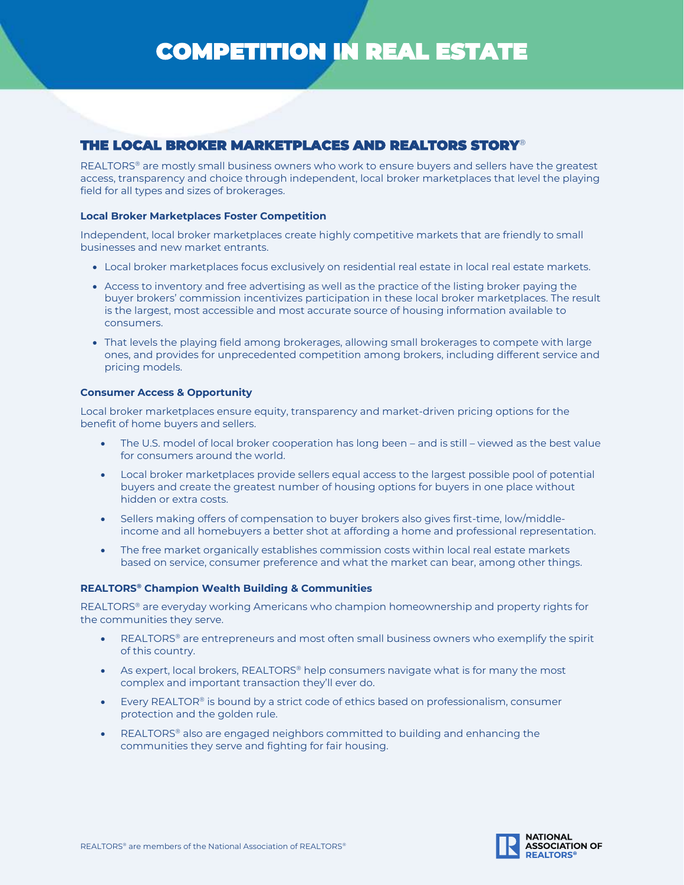# COMPETITION IN REAL ESTATE

## THE LOCAL BROKER MARKETPLACES AND REALTORS STORY®

REALTORS® are mostly small business owners who work to ensure buyers and sellers have the greatest access, transparency and choice through independent, local broker marketplaces that level the playing field for all types and sizes of brokerages.

### Local Broker Marketplaces Foster Competition

Independent, local broker marketplaces create highly competitive markets that are friendly to small businesses and new market entrants.

- Local broker marketplaces focus exclusively on residential real estate in local real estate markets.
- Access to inventory and free advertising as well as the practice of the listing broker paying the buyer brokers' commission incentivizes participation in these local broker marketplaces. The result is the largest, most accessible and most accurate source of housing information available to consumers.
- That levels the playing field among brokerages, allowing small brokerages to compete with large ones, and provides for unprecedented competition among brokers, including different service and pricing models.

### Consumer Access & Opportunity

Local broker marketplaces ensure equity, transparency and market-driven pricing options for the benefit of home buyers and sellers.

- The U.S. model of local broker cooperation has long been – and is still – viewed as the best value for consumers around the world.
- Local broker marketplaces provide sellers equal access to the largest possible pool of potential buyers and create the greatest number of housing options for buyers in one place without hidden or extra costs.
- Sellers making offers of compensation to buyer brokers also gives first-time, low/middle-income and all homebuyers a better shot at affording a home and professional representation.
- The free market organically establishes commission costs within local real estate markets based on service, consumer preference and what the market can bear, among other things.

### REALTORS® Champion Wealth Building & Communities

REALTORS® are everyday working Americans who champion homeownership and property rights for the communities they serve.

- REALTORS® are entrepreneurs and most often small business owners who exemplify the spirit of this country.
- As expert, local brokers, REALTORS® help consumers navigate what is for many the most complex and important transaction they'll ever do.
- Every REALTOR® is bound by a strict code of ethics based on professionalism, consumer protection and the golden rule.
- REALTORS® also are engaged neighbors committed to building and enhancing the communities they serve and fighting for fair housing.

REALTORS® are members of the National Association of REALTORS®

NATIONAL ASSOCIATION OF REALTORS®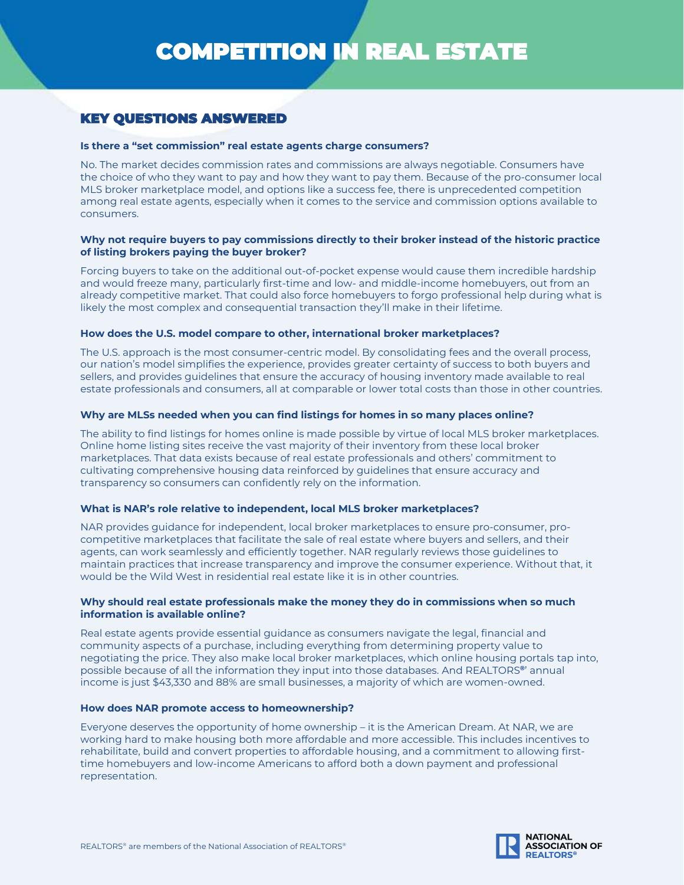# COMPETITION IN REAL ESTATE

## KEY QUESTIONS ANSWERED

**Is there a "set commission" real estate agents charge consumers?**

No. The market decides commission rates and commissions are always negotiable. Consumers have the choice of who they want to pay and how they want to pay them. Because of the pro-consumer local MLS broker marketplace model, and options like a success fee, there is unprecedented competition among real estate agents, especially when it comes to the service and commission options available to consumers.

**Why not require buyers to pay commissions directly to their broker instead of the historic practice of listing brokers paying the buyer broker?**

Forcing buyers to take on the additional out-of-pocket expense would cause them incredible hardship and would freeze many, particularly first-time and low- and middle-income homebuyers, out from an already competitive market. That could also force homebuyers to forgo professional help during what is likely the most complex and consequential transaction they'll make in their lifetime.

**How does the U.S. model compare to other, international broker marketplaces?**

The U.S. approach is the most consumer-centric model. By consolidating fees and the overall process, our nation's model simplifies the experience, provides greater certainty of success to both buyers and sellers, and provides guidelines that ensure the accuracy of housing inventory made available to real estate professionals and consumers, all at comparable or lower total costs than those in other countries.

**Why are MLSs needed when you can find listings for homes in so many places online?**

The ability to find listings for homes online is made possible by virtue of local MLS broker marketplaces. Online home listing sites receive the vast majority of their inventory from these local broker marketplaces. That data exists because of real estate professionals and others' commitment to cultivating comprehensive housing data reinforced by guidelines that ensure accuracy and transparency so consumers can confidently rely on the information.

**What is NAR's role relative to independent, local MLS broker marketplaces?**

NAR provides guidance for independent, local broker marketplaces to ensure pro-consumer, pro-competitive marketplaces that facilitate the sale of real estate where buyers and sellers, and their agents, can work seamlessly and efficiently together. NAR regularly reviews those guidelines to maintain practices that increase transparency and improve the consumer experience. Without that, it would be the Wild West in residential real estate like it is in other countries.

**Why should real estate professionals make the money they do in commissions when so much information is available online?**

Real estate agents provide essential guidance as consumers navigate the legal, financial and community aspects of a purchase, including everything from determining property value to negotiating the price. They also make local broker marketplaces, which online housing portals tap into, possible because of all the information they input into those databases. And REALTORS®' annual income is just $43,330 and 88% are small businesses, a majority of which are women-owned.

**How does NAR promote access to homeownership?**

Everyone deserves the opportunity of home ownership – it is the American Dream. At NAR, we are working hard to make housing both more affordable and more accessible. This includes incentives to rehabilitate, build and convert properties to affordable housing, and a commitment to allowing first-time homebuyers and low-income Americans to afford both a down payment and professional representation.

REALTORS® are members of the National Association of REALTORS®

NATIONAL ASSOCIATION OF REALTORS®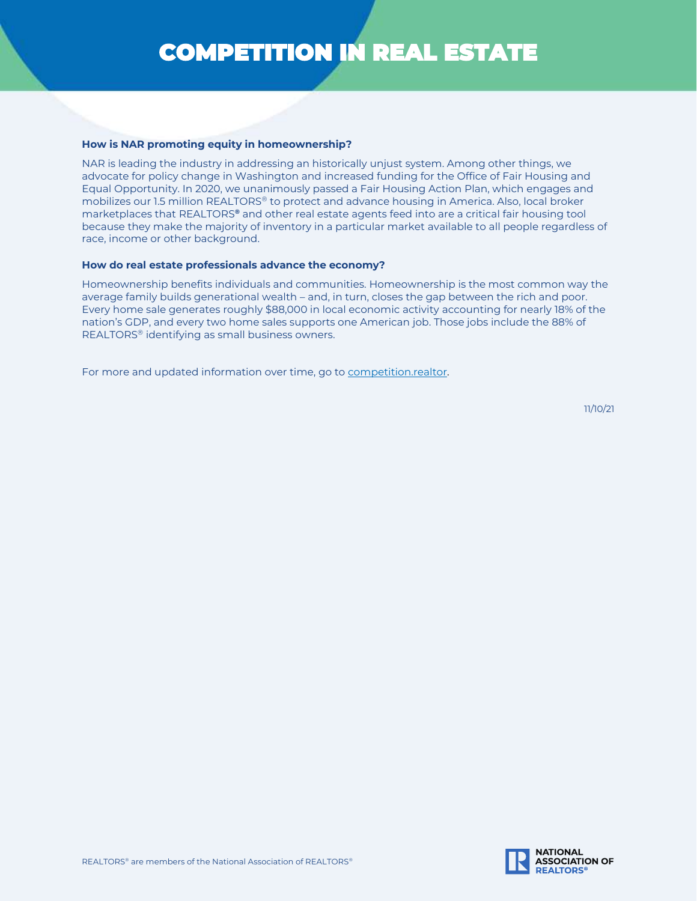# COMPETITION IN REAL ESTATE

**How is NAR promoting equity in homeownership?**

NAR is leading the industry in addressing an historically unjust system. Among other things, we advocate for policy change in Washington and increased funding for the Office of Fair Housing and Equal Opportunity. In 2020, we unanimously passed a Fair Housing Action Plan, which engages and mobilizes our 1.5 million REALTORS® to protect and advance housing in America. Also, local broker marketplaces that REALTORS® and other real estate agents feed into are a critical fair housing tool because they make the majority of inventory in a particular market available to all people regardless of race, income or other background.

**How do real estate professionals advance the economy?**

Homeownership benefits individuals and communities. Homeownership is the most common way the average family builds generational wealth – and, in turn, closes the gap between the rich and poor. Every home sale generates roughly $88,000 in local economic activity accounting for nearly 18% of the nation's GDP, and every two home sales supports one American job. Those jobs include the 88% of REALTORS® identifying as small business owners.

For more and updated information over time, go to competition.realtor.

11/10/21

REALTORS® are members of the National Association of REALTORS®

NATIONAL ASSOCIATION OF REALTORS®